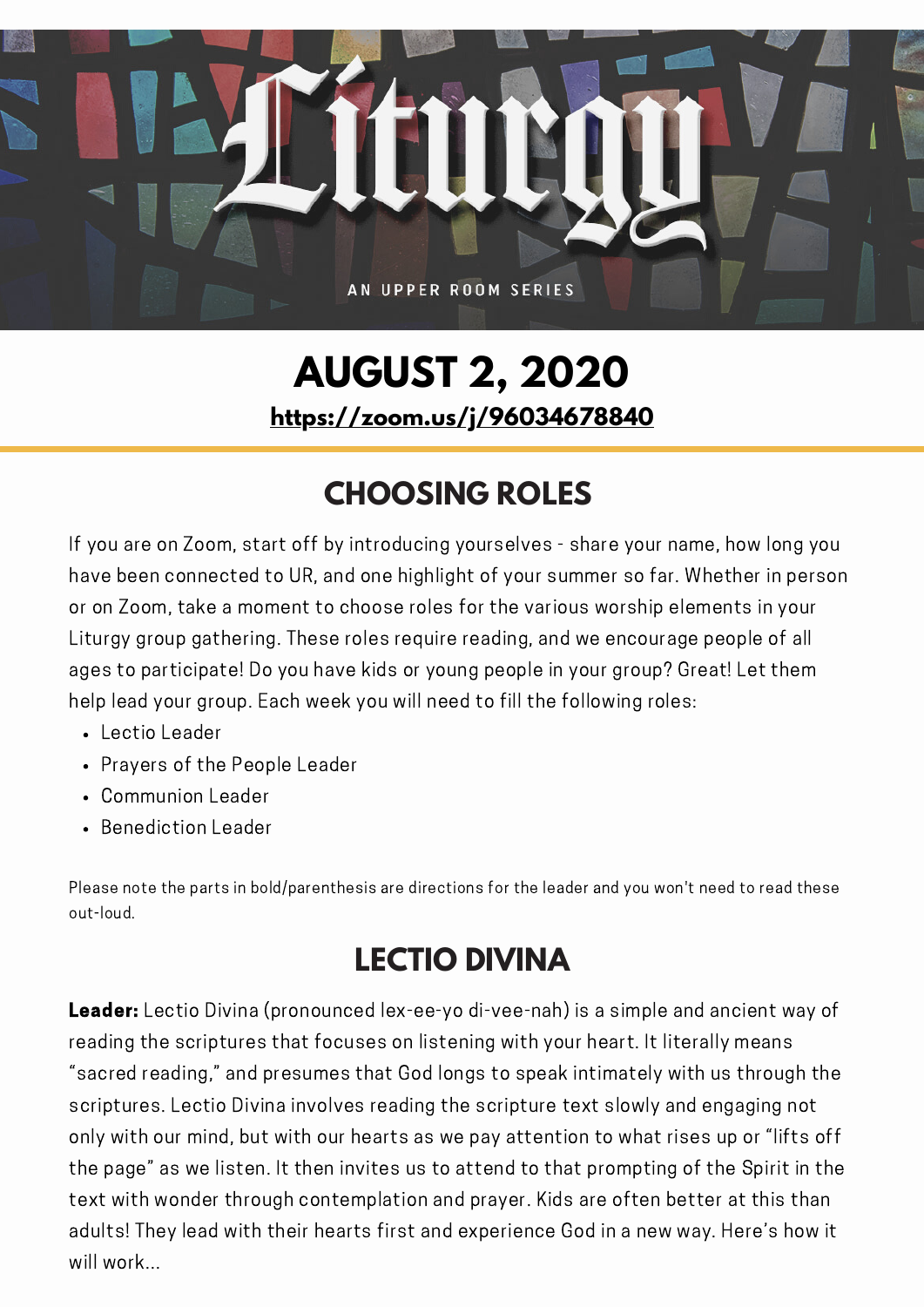// Liturgy

AN UPPER ROOM SERIES

# AUGUST 2, 2020

**https://zoom.us/j/96034678840**

## CHOOSING ROLES

If you are on Zoom, start off by introducing yourselves - share your name, how long you have been connected to UR, and one highlight of your summer so far. Whether in person or on Zoom, take a moment to choose roles for the various worship elements in your Liturgy group gathering. These roles require reading, and we encourage people of all ages to participate! Do you have kids or young people in your group? Great! Let them help lead your group. Each week you will need to fill the following roles:

- Lectio Leader
- Prayers of the People Leader
- Communion Leader
- Benediction Leader

Please note the parts in bold/parenthesis are directions for the leader and you won't need to read these out-loud.

## LECTIO DIVINA

**Leader:** Lectio Divina (pronounced lex-ee-yo di-vee-nah) is a simple and ancient way of reading the scriptures that focuses on listening with your heart. It literally means "sacred reading," and presumes that God longs to speak intimately with us through the scriptures. Lectio Divina involves reading the scripture text slowly and engaging not only with our mind, but with our hearts as we pay attention to what rises up or "lifts off the page" as we listen. It then invites us to attend to that prompting of the Spirit in the text with wonder through contemplation and prayer. Kids are often better at this than adults! They lead with their hearts first and experience God in a new way. Here's how it will work...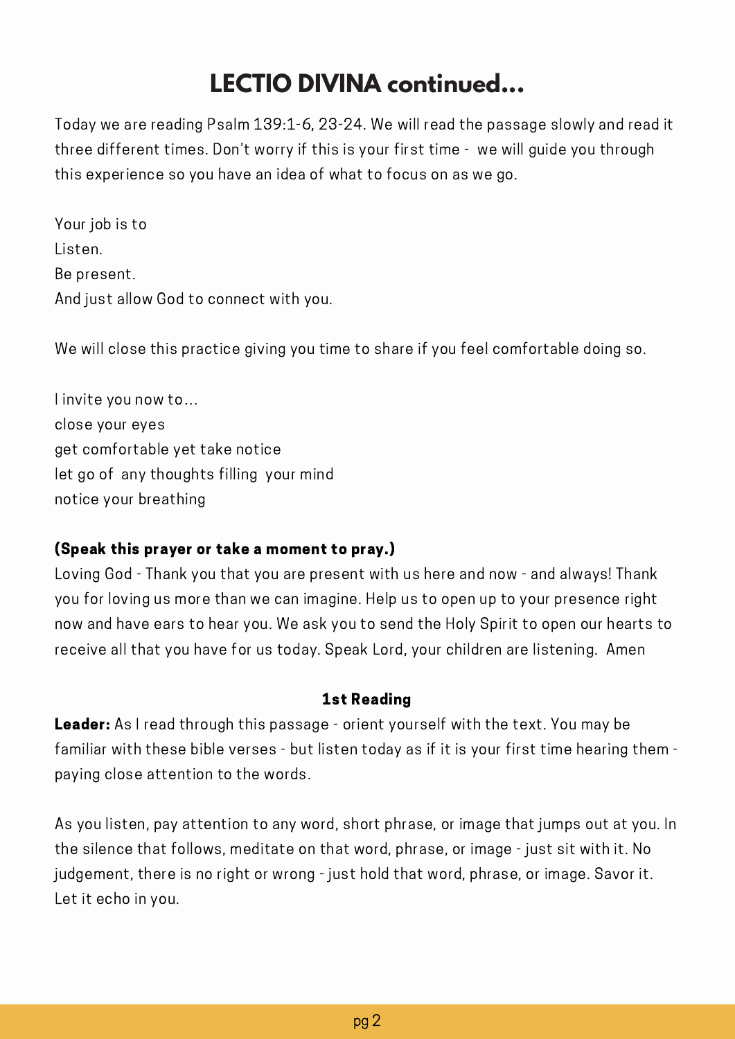# LECTIO DIVINA continued...

Today we are reading Psalm 139:1-6, 23-24. We will read the passage slowly and read it three different times. Don't worry if this is your first time - we will guide you through this experience so you have an idea of what to focus on as we go.

Your job is to
Listen.
Be present.
And just allow God to connect with you.

We will close this practice giving you time to share if you feel comfortable doing so.

I invite you now to...
close your eyes
get comfortable yet take notice
let go of any thoughts filling your mind
notice your breathing

**(Speak this prayer or take a moment to pray.)**

Loving God - Thank you that you are present with us here and now - and always! Thank you for loving us more than we can imagine. Help us to open up to your presence right now and have ears to hear you. We ask you to send the Holy Spirit to open our hearts to receive all that you have for us today. Speak Lord, your children are listening. Amen

**1st Reading**

**Leader:** As I read through this passage - orient yourself with the text. You may be familiar with these bible verses - but listen today as if it is your first time hearing them - paying close attention to the words.

As you listen, pay attention to any word, short phrase, or image that jumps out at you. In the silence that follows, meditate on that word, phrase, or image - just sit with it. No judgement, there is no right or wrong - just hold that word, phrase, or image. Savor it. Let it echo in you.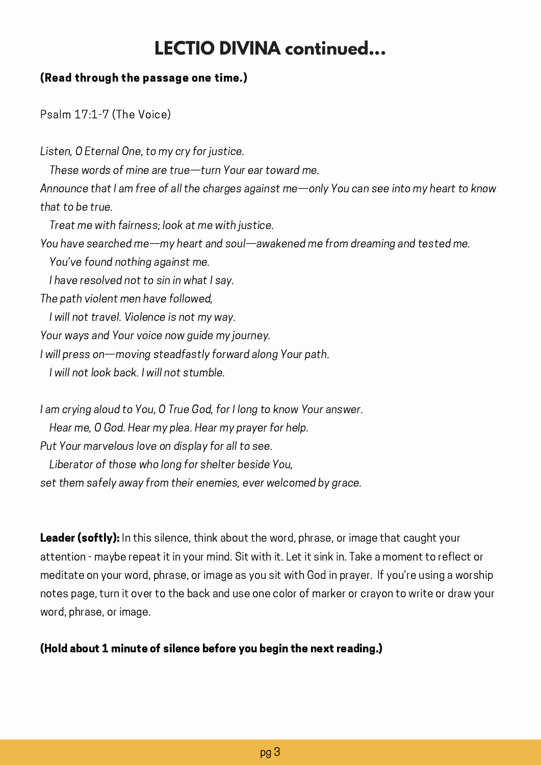# LECTIO DIVINA continued…

**(Read through the passage one time.)**

Psalm 17:1-7 (The Voice)

*Listen, O Eternal One, to my cry for justice.*
*These words of mine are true—turn Your ear toward me.*
*Announce that I am free of all the charges against me—only You can see into my heart to know that to be true.*
*Treat me with fairness; look at me with justice.*
*You have searched me—my heart and soul—awakened me from dreaming and tested me.*
*You've found nothing against me.*
*I have resolved not to sin in what I say.*
*The path violent men have followed,*
*I will not travel. Violence is not my way.*
*Your ways and Your voice now guide my journey.*
*I will press on—moving steadfastly forward along Your path.*
*I will not look back. I will not stumble.*

*I am crying aloud to You, O True God, for I long to know Your answer.*
*Hear me, O God. Hear my plea. Hear my prayer for help.*
*Put Your marvelous love on display for all to see.*
*Liberator of those who long for shelter beside You,*
*set them safely away from their enemies, ever welcomed by grace.*

**Leader (softly):** In this silence, think about the word, phrase, or image that caught your attention - maybe repeat it in your mind. Sit with it. Let it sink in. Take a moment to reflect or meditate on your word, phrase, or image as you sit with God in prayer. If you're using a worship notes page, turn it over to the back and use one color of marker or crayon to write or draw your word, phrase, or image.

**(Hold about 1 minute of silence before you begin the next reading.)**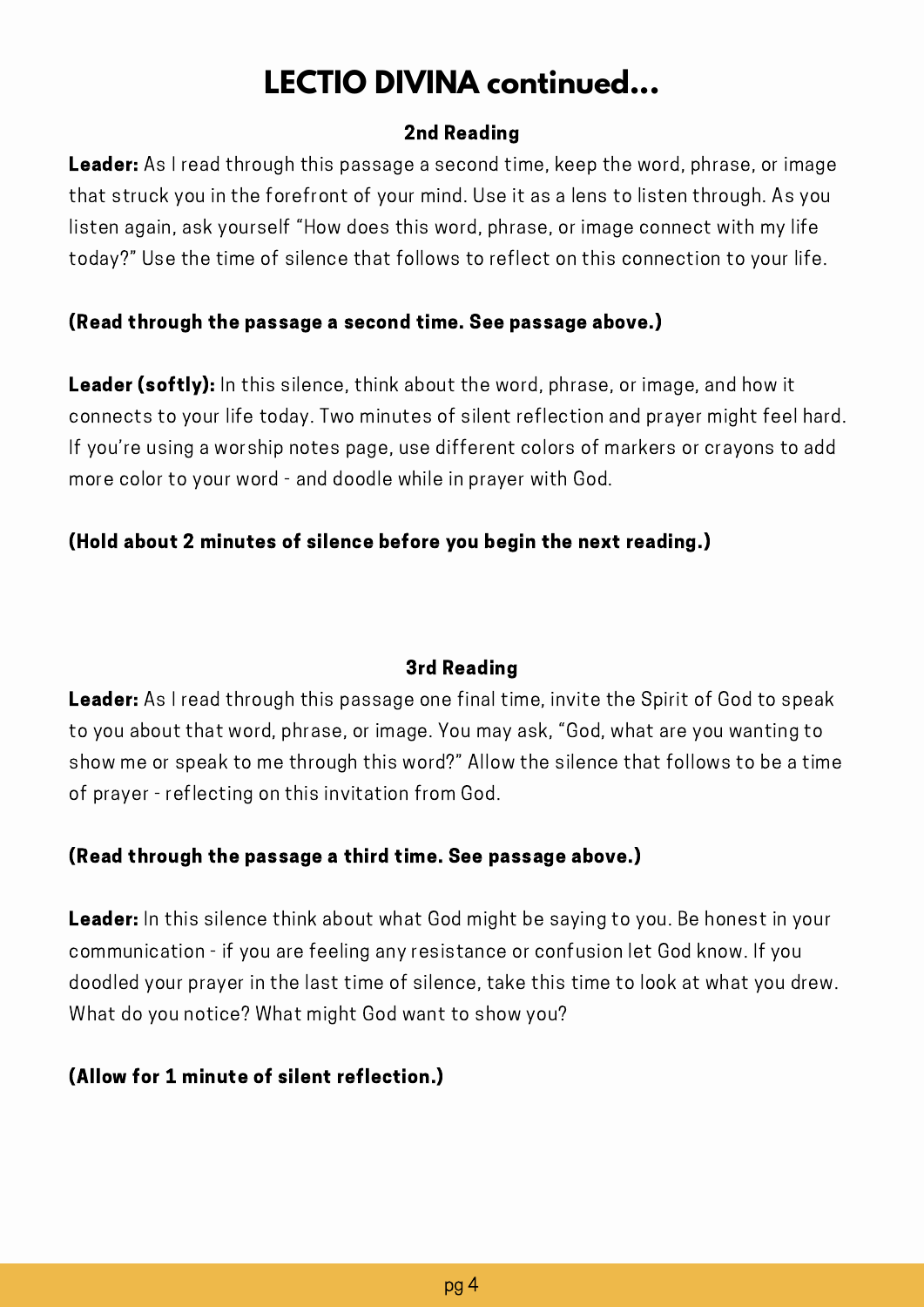# LECTIO DIVINA continued...

### 2nd Reading

**Leader:** As I read through this passage a second time, keep the word, phrase, or image that struck you in the forefront of your mind. Use it as a lens to listen through. As you listen again, ask yourself "How does this word, phrase, or image connect with my life today?" Use the time of silence that follows to reflect on this connection to your life.

**(Read through the passage a second time. See passage above.)**

**Leader (softly):** In this silence, think about the word, phrase, or image, and how it connects to your life today. Two minutes of silent reflection and prayer might feel hard. If you're using a worship notes page, use different colors of markers or crayons to add more color to your word - and doodle while in prayer with God.

**(Hold about 2 minutes of silence before you begin the next reading.)**

### 3rd Reading

**Leader:** As I read through this passage one final time, invite the Spirit of God to speak to you about that word, phrase, or image. You may ask, "God, what are you wanting to show me or speak to me through this word?" Allow the silence that follows to be a time of prayer - reflecting on this invitation from God.

**(Read through the passage a third time. See passage above.)**

**Leader:** In this silence think about what God might be saying to you. Be honest in your communication - if you are feeling any resistance or confusion let God know. If you doodled your prayer in the last time of silence, take this time to look at what you drew. What do you notice? What might God want to show you?

**(Allow for 1 minute of silent reflection.)**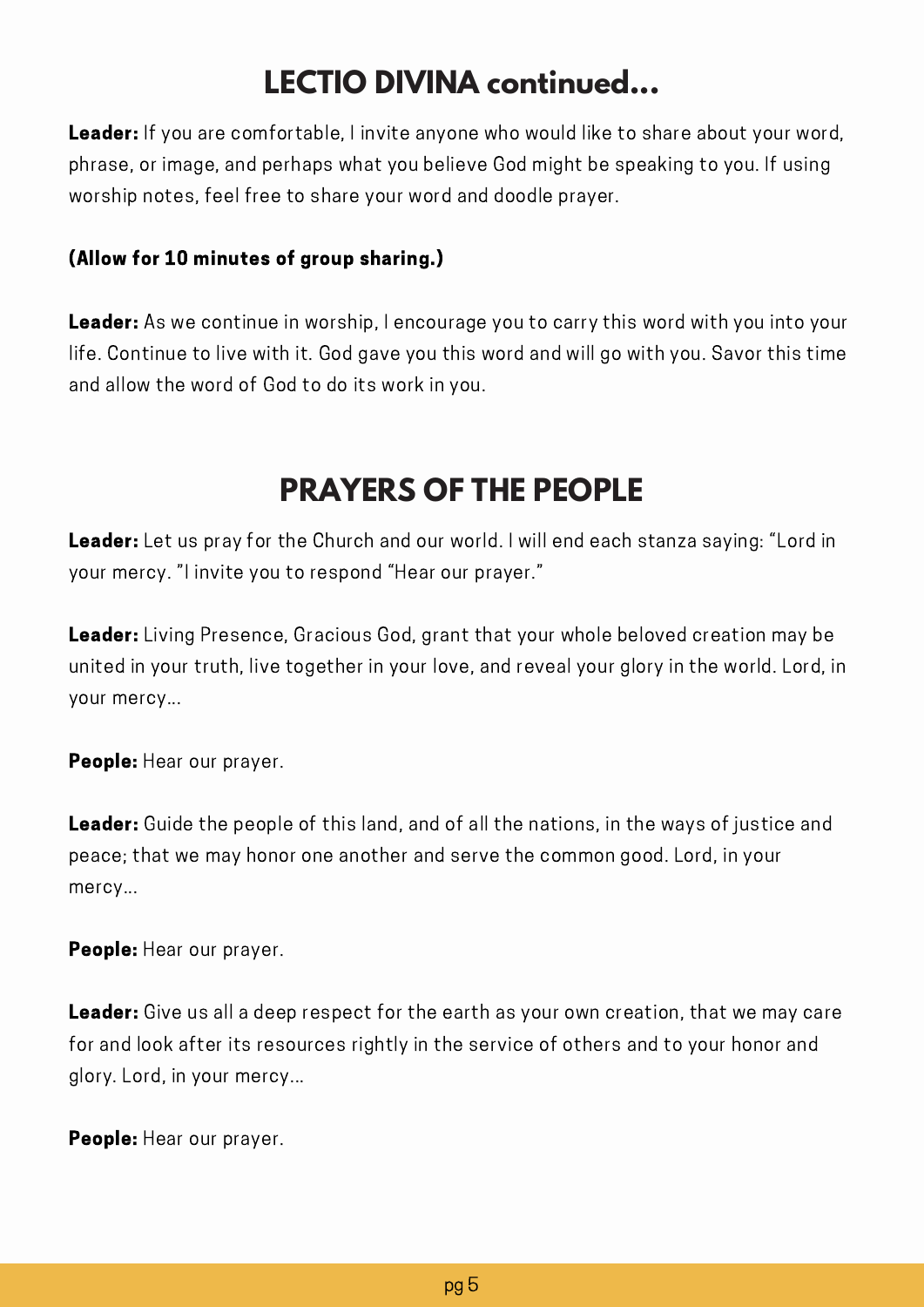## LECTIO DIVINA continued...

**Leader:** If you are comfortable, I invite anyone who would like to share about your word, phrase, or image, and perhaps what you believe God might be speaking to you. If using worship notes, feel free to share your word and doodle prayer.

**(Allow for 10 minutes of group sharing.)**

**Leader:** As we continue in worship, I encourage you to carry this word with you into your life. Continue to live with it. God gave you this word and will go with you. Savor this time and allow the word of God to do its work in you.

## PRAYERS OF THE PEOPLE

**Leader:** Let us pray for the Church and our world. I will end each stanza saying: "Lord in your mercy. "I invite you to respond "Hear our prayer."

**Leader:** Living Presence, Gracious God, grant that your whole beloved creation may be united in your truth, live together in your love, and reveal your glory in the world. Lord, in your mercy...

**People:** Hear our prayer.

**Leader:** Guide the people of this land, and of all the nations, in the ways of justice and peace; that we may honor one another and serve the common good. Lord, in your mercy...

**People:** Hear our prayer.

**Leader:** Give us all a deep respect for the earth as your own creation, that we may care for and look after its resources rightly in the service of others and to your honor and glory. Lord, in your mercy...

**People:** Hear our prayer.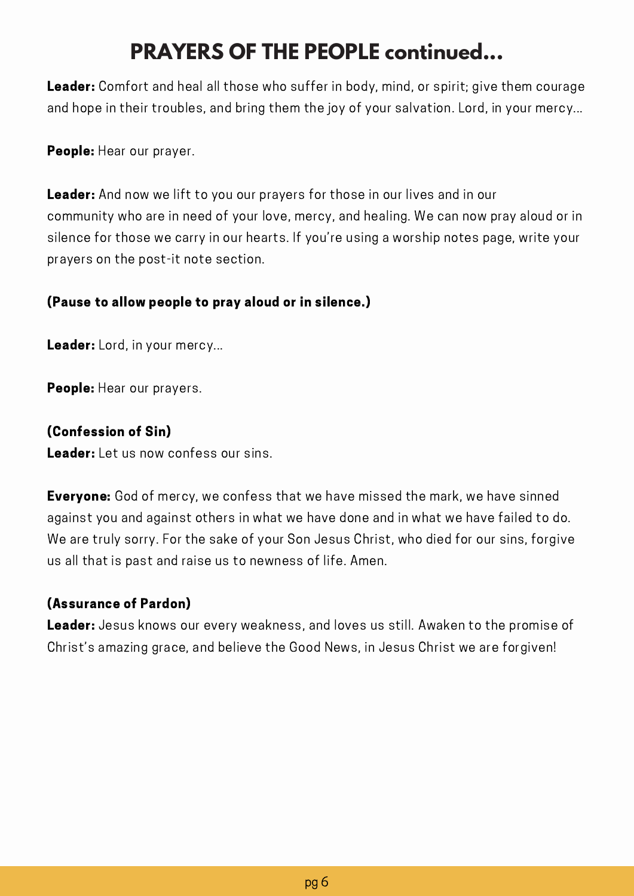# PRAYERS OF THE PEOPLE continued...

**Leader:** Comfort and heal all those who suffer in body, mind, or spirit; give them courage and hope in their troubles, and bring them the joy of your salvation. Lord, in your mercy...

**People:** Hear our prayer.

**Leader:** And now we lift to you our prayers for those in our lives and in our community who are in need of your love, mercy, and healing. We can now pray aloud or in silence for those we carry in our hearts. If you're using a worship notes page, write your prayers on the post-it note section.

**(Pause to allow people to pray aloud or in silence.)**

**Leader:** Lord, in your mercy...

**People:** Hear our prayers.

**(Confession of Sin)**
**Leader:** Let us now confess our sins.

**Everyone:** God of mercy, we confess that we have missed the mark, we have sinned against you and against others in what we have done and in what we have failed to do. We are truly sorry. For the sake of your Son Jesus Christ, who died for our sins, forgive us all that is past and raise us to newness of life. Amen.

**(Assurance of Pardon)**
**Leader:** Jesus knows our every weakness, and loves us still. Awaken to the promise of Christ's amazing grace, and believe the Good News, in Jesus Christ we are forgiven!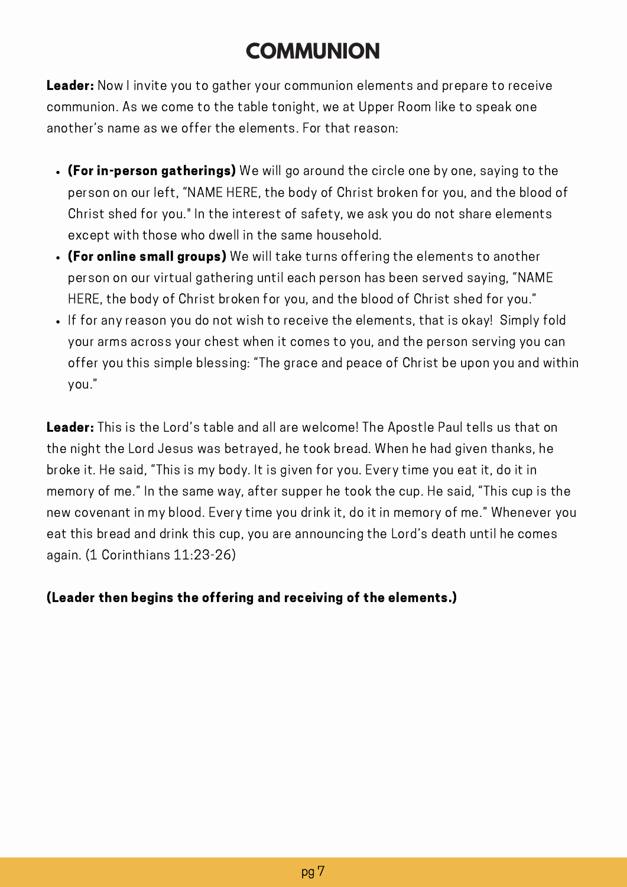# COMMUNION

**Leader:** Now I invite you to gather your communion elements and prepare to receive communion. As we come to the table tonight, we at Upper Room like to speak one another's name as we offer the elements. For that reason:

- **(For in-person gatherings)** We will go around the circle one by one, saying to the person on our left, "NAME HERE, the body of Christ broken for you, and the blood of Christ shed for you." In the interest of safety, we ask you do not share elements except with those who dwell in the same household.
- **(For online small groups)** We will take turns offering the elements to another person on our virtual gathering until each person has been served saying, "NAME HERE, the body of Christ broken for you, and the blood of Christ shed for you."
- If for any reason you do not wish to receive the elements, that is okay! Simply fold your arms across your chest when it comes to you, and the person serving you can offer you this simple blessing: "The grace and peace of Christ be upon you and within you."

**Leader:** This is the Lord's table and all are welcome! The Apostle Paul tells us that on the night the Lord Jesus was betrayed, he took bread. When he had given thanks, he broke it. He said, "This is my body. It is given for you. Every time you eat it, do it in memory of me." In the same way, after supper he took the cup. He said, "This cup is the new covenant in my blood. Every time you drink it, do it in memory of me." Whenever you eat this bread and drink this cup, you are announcing the Lord's death until he comes again. (1 Corinthians 11:23-26)

**(Leader then begins the offering and receiving of the elements.)**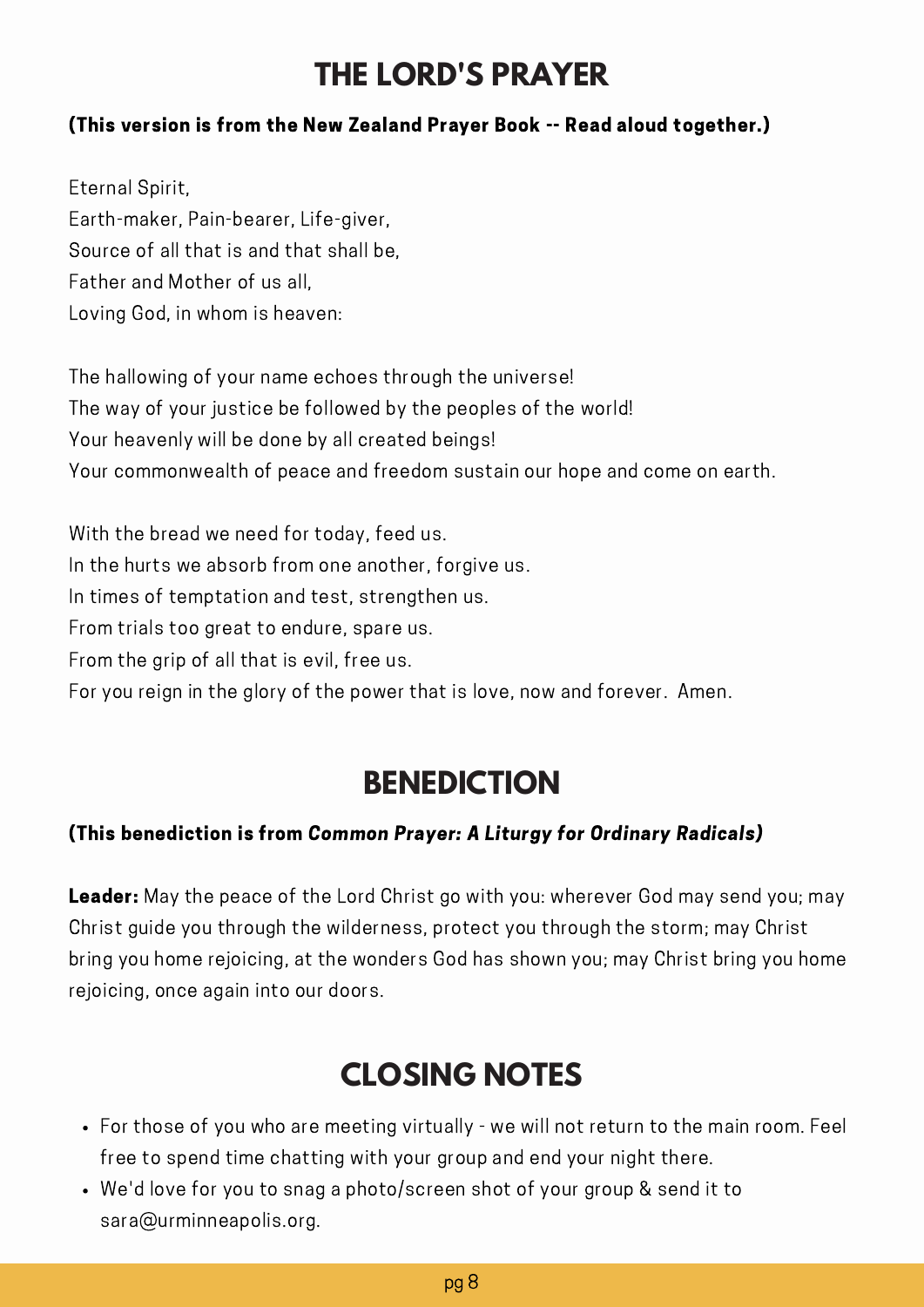# THE LORD'S PRAYER

**(This version is from the New Zealand Prayer Book -- Read aloud together.)**

Eternal Spirit,
Earth-maker, Pain-bearer, Life-giver,
Source of all that is and that shall be,
Father and Mother of us all,
Loving God, in whom is heaven:

The hallowing of your name echoes through the universe!
The way of your justice be followed by the peoples of the world!
Your heavenly will be done by all created beings!
Your commonwealth of peace and freedom sustain our hope and come on earth.

With the bread we need for today, feed us.
In the hurts we absorb from one another, forgive us.
In times of temptation and test, strengthen us.
From trials too great to endure, spare us.
From the grip of all that is evil, free us.
For you reign in the glory of the power that is love, now and forever. Amen.

# BENEDICTION

**(This benediction is from *Common Prayer: A Liturgy for Ordinary Radicals*)**

**Leader:** May the peace of the Lord Christ go with you: wherever God may send you; may Christ guide you through the wilderness, protect you through the storm; may Christ bring you home rejoicing, at the wonders God has shown you; may Christ bring you home rejoicing, once again into our doors.

# CLOSING NOTES

- For those of you who are meeting virtually - we will not return to the main room. Feel free to spend time chatting with your group and end your night there.
- We'd love for you to snag a photo/screen shot of your group & send it to sara@urminneapolis.org.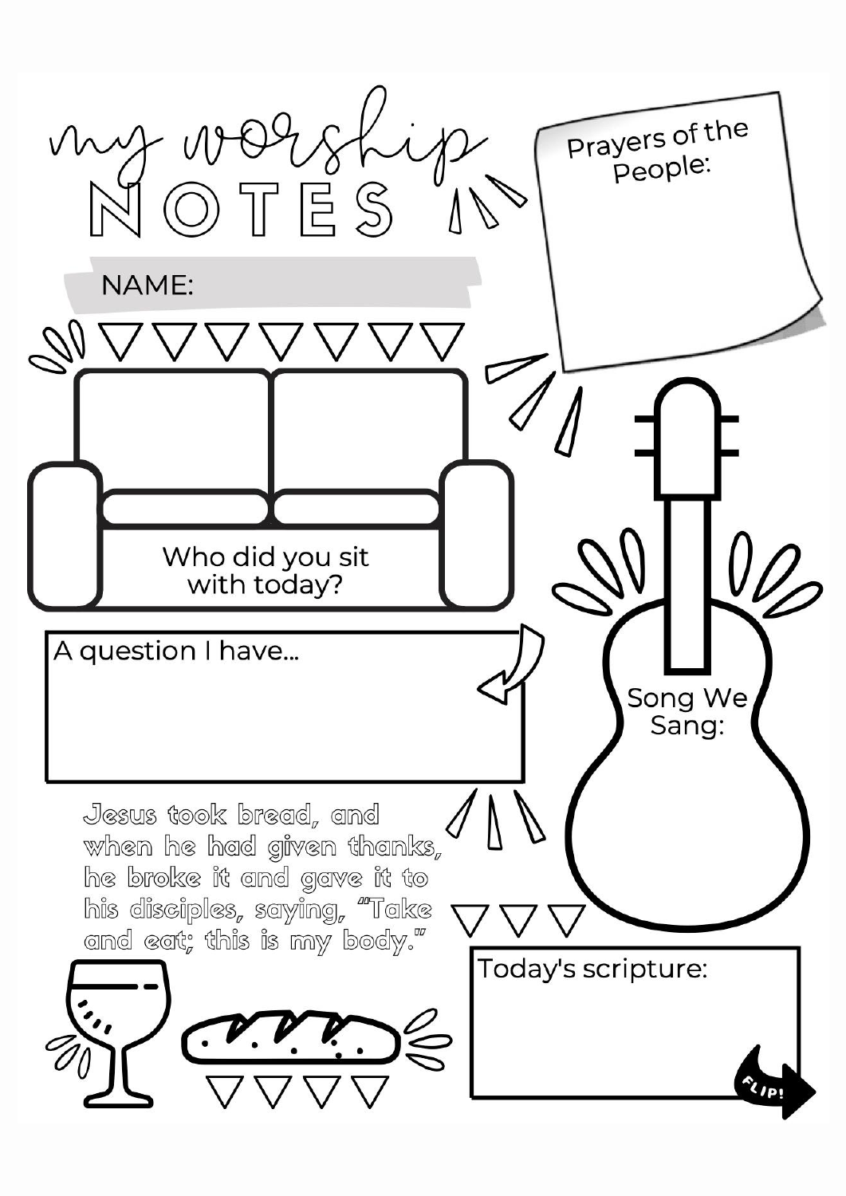# my worship NOTES

NAME:

Prayers of the People:

Who did you sit with today?

A question I have...

Song We Sang:

Jesus took bread, and when he had given thanks, he broke it and gave it to his disciples, saying, "Take and eat; this is my body."

Today's scripture:

FLIP!